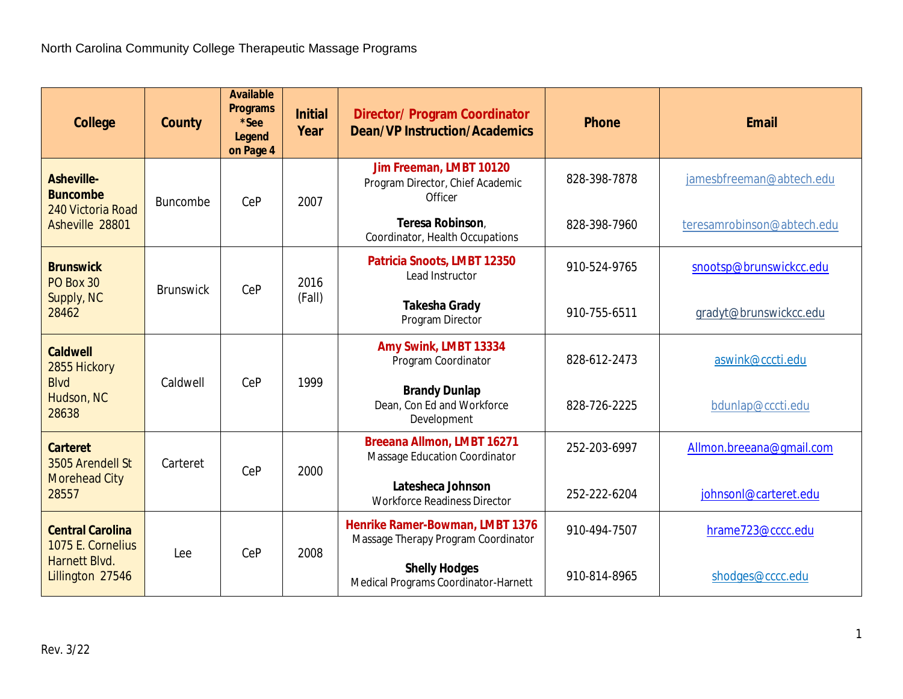North Carolina Community College Therapeutic Massage Programs

| College | County | Available Programs *See Legend on Page 4 | Initial Year | Director/ Program Coordinator<br>Dean/VP Instruction/Academics | Phone | Email |
|---|---|---|---|---|---|---|
| **Asheville-Buncombe**<br>240 Victoria Road<br>Asheville 28801 | Buncombe | CeP | 2007 | **Jim Freeman, LMBT 10120**<br>Program Director, Chief Academic Officer<br><br>**Teresa Robinson**,<br>Coordinator, Health Occupations | 828-398-7878<br><br>828-398-7960 | jamesbfreeman@abtech.edu<br><br>teresamrobinson@abtech.edu |
| **Brunswick**<br>PO Box 30<br>Supply, NC<br>28462 | Brunswick | CeP | 2016 (Fall) | **Patricia Snoots, LMBT 12350**<br>Lead Instructor<br><br>**Takesha Grady**<br>Program Director | 910-524-9765<br><br>910-755-6511 | snootsp@brunswickcc.edu<br><br>gradyt@brunswickcc.edu |
| **Caldwell**<br>2855 Hickory Blvd<br>Hudson, NC<br>28638 | Caldwell | CeP | 1999 | **Amy Swink, LMBT 13334**<br>Program Coordinator<br><br>**Brandy Dunlap**<br>Dean, Con Ed and Workforce Development | 828-612-2473<br><br>828-726-2225 | aswink@cccti.edu<br><br>bdunlap@cccti.edu |
| **Carteret**<br>3505 Arendell St<br>Morehead City<br>28557 | Carteret | CeP | 2000 | **Breeana Allmon, LMBT 16271**<br>Massage Education Coordinator<br><br>**Latesheca Johnson**<br>Workforce Readiness Director | 252-203-6997<br><br>252-222-6204 | Allmon.breeana@gmail.com<br><br>johnsonl@carteret.edu |
| **Central Carolina**<br>1075 E. Cornelius Harnett Blvd.<br>Lillington 27546 | Lee | CeP | 2008 | **Henrike Ramer-Bowman, LMBT 1376**<br>Massage Therapy Program Coordinator<br><br>**Shelly Hodges**<br>Medical Programs Coordinator-Harnett | 910-494-7507<br><br>910-814-8965 | hrame723@cccc.edu<br><br>shodges@cccc.edu |

Rev. 3/22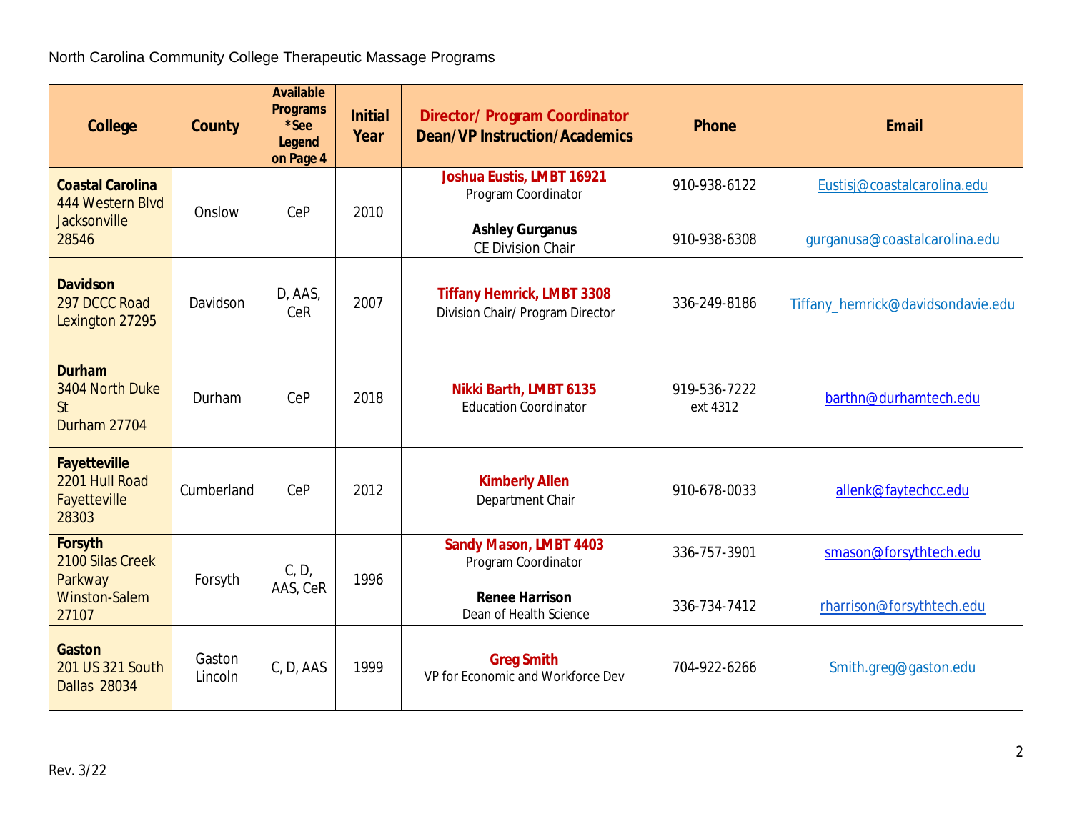North Carolina Community College Therapeutic Massage Programs

| College | County | Available Programs *See Legend on Page 4 | Initial Year | Director/ Program Coordinator Dean/VP Instruction/Academics | Phone | Email |
|---|---|---|---|---|---|---|
| **Coastal Carolina** 444 Western Blvd Jacksonville 28546 | Onslow | CeP | 2010 | **Joshua Eustis, LMBT 16921** Program Coordinator<br><br>**Ashley Gurganus** CE Division Chair | 910-938-6122<br><br>910-938-6308 | Eustisj@coastalcarolina.edu<br><br>gurganusa@coastalcarolina.edu |
| **Davidson** 297 DCCC Road Lexington 27295 | Davidson | D, AAS, CeR | 2007 | **Tiffany Hemrick, LMBT 3308** Division Chair/ Program Director | 336-249-8186 | Tiffany_hemrick@davidsondavie.edu |
| **Durham** 3404 North Duke St Durham 27704 | Durham | CeP | 2018 | **Nikki Barth, LMBT 6135** Education Coordinator | 919-536-7222 ext 4312 | barthn@durhamtech.edu |
| **Fayetteville** 2201 Hull Road Fayetteville 28303 | Cumberland | CeP | 2012 | **Kimberly Allen** Department Chair | 910-678-0033 | allenk@faytechcc.edu |
| **Forsyth** 2100 Silas Creek Parkway Winston-Salem 27107 | Forsyth | C, D, AAS, CeR | 1996 | **Sandy Mason, LMBT 4403** Program Coordinator<br><br>**Renee Harrison** Dean of Health Science | 336-757-3901<br><br>336-734-7412 | smason@forsythtech.edu<br><br>rharrison@forsythtech.edu |
| **Gaston** 201 US 321 South Dallas 28034 | Gaston Lincoln | C, D, AAS | 1999 | **Greg Smith** VP for Economic and Workforce Dev | 704-922-6266 | Smith.greg@gaston.edu |

Rev. 3/22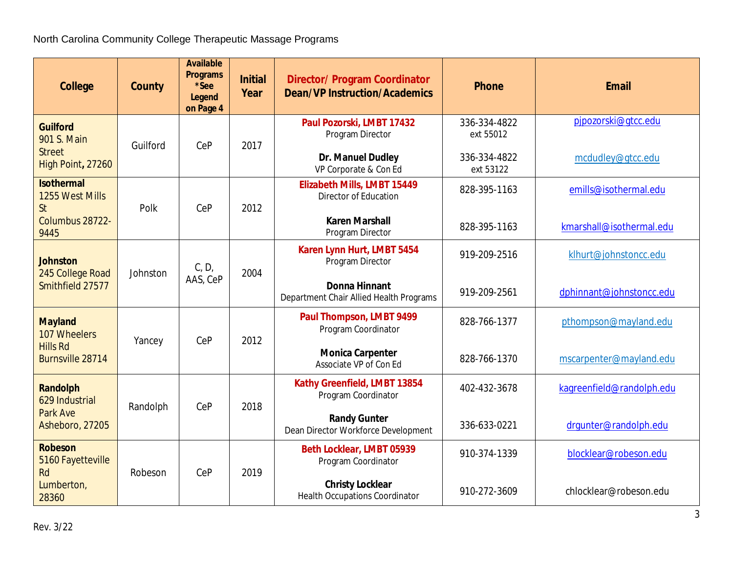North Carolina Community College Therapeutic Massage Programs

| College | County | Available Programs *See Legend on Page 4 | Initial Year | Director/ Program Coordinator<br>Dean/VP Instruction/Academics | Phone | Email |
|---|---|---|---|---|---|---|
| **Guilford**<br>901 S. Main Street<br>High Point**,** 27260 | Guilford | CeP | 2017 | **Paul Pozorski, LMBT 17432**<br>Program Director<br><br>**Dr. Manuel Dudley**<br>VP Corporate & Con Ed | 336-334-4822 ext 55012<br><br>336-334-4822 ext 53122 | pjpozorski@gtcc.edu<br><br>mcdudley@gtcc.edu |
| **Isothermal**<br>1255 West Mills St<br>Columbus 28722-9445 | Polk | CeP | 2012 | **Elizabeth Mills, LMBT 15449**<br>Director of Education<br><br>**Karen Marshall**<br>Program Director | 828-395-1163<br><br>828-395-1163 | emills@isothermal.edu<br><br>kmarshall@isothermal.edu |
| **Johnston**<br>245 College Road<br>Smithfield 27577 | Johnston | C, D, AAS, CeP | 2004 | **Karen Lynn Hurt, LMBT 5454**<br>Program Director<br><br>**Donna Hinnant**<br>Department Chair Allied Health Programs | 919-209-2516<br><br>919-209-2561 | klhurt@johnstoncc.edu<br><br>dphinnant@johnstoncc.edu |
| **Mayland**<br>107 Wheelers Hills Rd<br>Burnsville 28714 | Yancey | CeP | 2012 | **Paul Thompson, LMBT 9499**<br>Program Coordinator<br><br>**Monica Carpenter**<br>Associate VP of Con Ed | 828-766-1377<br><br>828-766-1370 | pthompson@mayland.edu<br><br>mscarpenter@mayland.edu |
| **Randolph**<br>629 Industrial Park Ave<br>Asheboro, 27205 | Randolph | CeP | 2018 | **Kathy Greenfield, LMBT 13854**<br>Program Coordinator<br><br>**Randy Gunter**<br>Dean Director Workforce Development | 402-432-3678<br><br>336-633-0221 | kagreenfield@randolph.edu<br><br>drgunter@randolph.edu |
| **Robeson**<br>5160 Fayetteville Rd<br>Lumberton, 28360 | Robeson | CeP | 2019 | **Beth Locklear, LMBT 05939**<br>Program Coordinator<br><br>**Christy Locklear**<br>Health Occupations Coordinator | 910-374-1339<br><br>910-272-3609 | blocklear@robeson.edu<br><br>chlocklear@robeson.edu |

Rev. 3/22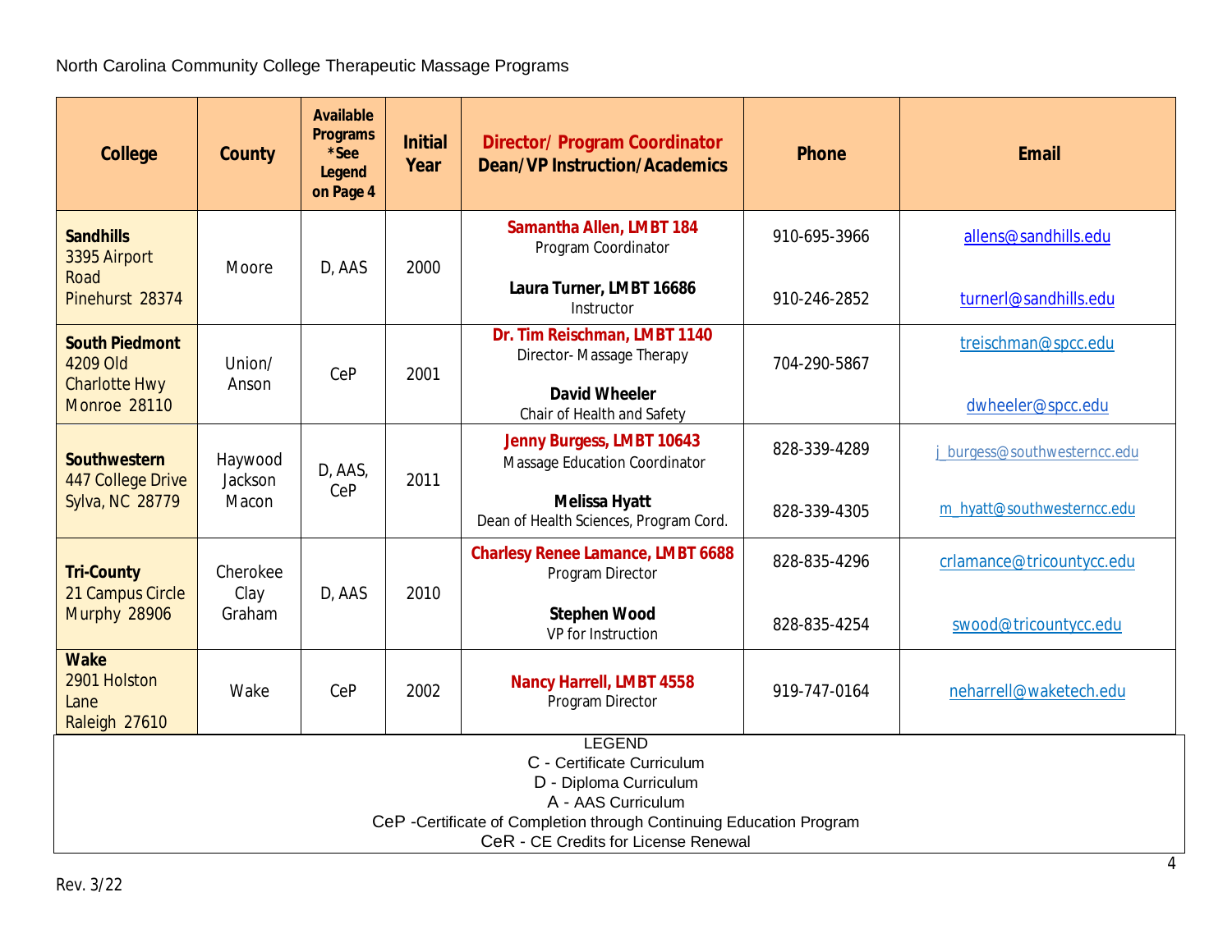North Carolina Community College Therapeutic Massage Programs

| College | County | Available Programs *See Legend on Page 4 | Initial Year | Director/ Program Coordinator Dean/VP Instruction/Academics | Phone | Email |
|---|---|---|---|---|---|---|
| **Sandhills** 3395 Airport Road Pinehurst 28374 | Moore | D, AAS | 2000 | **Samantha Allen, LMBT 184** Program Coordinator<br>**Laura Turner, LMBT 16686** Instructor | 910-695-3966<br>910-246-2852 | allens@sandhills.edu<br>turnerl@sandhills.edu |
| **South Piedmont** 4209 Old Charlotte Hwy Monroe 28110 | Union/ Anson | CeP | 2001 | **Dr. Tim Reischman, LMBT 1140** Director- Massage Therapy<br>**David Wheeler** Chair of Health and Safety | 704-290-5867 | treischman@spcc.edu<br>dwheeler@spcc.edu |
| **Southwestern** 447 College Drive Sylva, NC 28779 | Haywood Jackson Macon | D, AAS, CeP | 2011 | **Jenny Burgess, LMBT 10643** Massage Education Coordinator<br>**Melissa Hyatt** Dean of Health Sciences, Program Cord. | 828-339-4289<br>828-339-4305 | j_burgess@southwesterncc.edu<br>m_hyatt@southwesterncc.edu |
| **Tri-County** 21 Campus Circle Murphy 28906 | Cherokee Clay Graham | D, AAS | 2010 | **Charlesy Renee Lamance, LMBT 6688** Program Director<br>**Stephen Wood** VP for Instruction | 828-835-4296<br>828-835-4254 | crlamance@tricountycc.edu<br>swood@tricountycc.edu |
| **Wake** 2901 Holston Lane Raleigh 27610 | Wake | CeP | 2002 | **Nancy Harrell, LMBT 4558** Program Director | 919-747-0164 | neharrell@waketech.edu |

LEGEND

C - Certificate Curriculum

D - Diploma Curriculum

A - AAS Curriculum

CeP -Certificate of Completion through Continuing Education Program

CeR - CE Credits for License Renewal

Rev. 3/22